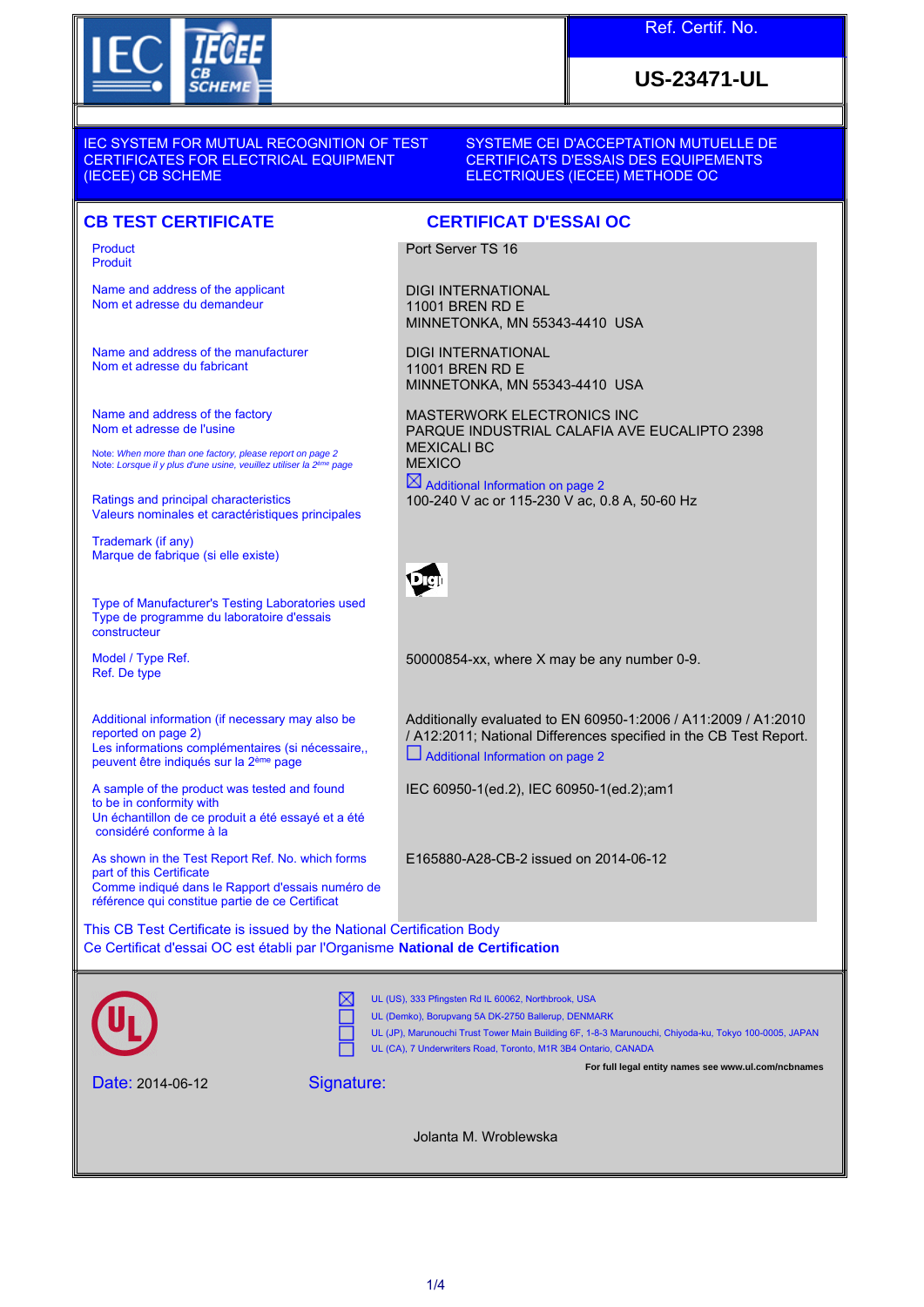IEC IECEE CB SCHEME

**Ref. Certif. No.**

**US-23471-UL**

IEC SYSTEM FOR MUTUAL RECOGNITION OF TEST CERTIFICATES FOR ELECTRICAL EQUIPMENT (IECEE) CB SCHEME

SYSTEME CEI D'ACCEPTATION MUTUELLE DE CERTIFICATS D'ESSAIS DES EQUIPEMENTS ELECTRIQUES (IECEE) METHODE OC

## CB TEST CERTIFICATE

## CERTIFICAT D'ESSAI OC

| | |
|---|---|
| Product<br>Produit | Port Server TS 16 |
| Name and address of the applicant<br>Nom et adresse du demandeur | DIGI INTERNATIONAL<br>11001 BREN RD E<br>MINNETONKA, MN 55343-4410 USA |
| Name and address of the manufacturer<br>Nom et adresse du fabricant | DIGI INTERNATIONAL<br>11001 BREN RD E<br>MINNETONKA, MN 55343-4410 USA |
| Name and address of the factory<br>Nom et adresse de l'usine<br>Note: *When more than one factory, please report on page 2*<br>Note: *Lorsque il y plus d'une usine, veuillez utiliser la 2ème page* | MASTERWORK ELECTRONICS INC<br>PARQUE INDUSTRIAL CALAFIA AVE EUCALIPTO 2398<br>MEXICALI BC<br>MEXICO<br>☒ Additional Information on page 2 |
| Ratings and principal characteristics<br>Valeurs nominales et caractéristiques principales | 100-240 V ac or 115-230 V ac, 0.8 A, 50-60 Hz |
| Trademark (if any)<br>Marque de fabrique (si elle existe) | Digi |
| Type of Manufacturer's Testing Laboratories used<br>Type de programme du laboratoire d'essais constructeur | |
| Model / Type Ref.<br>Ref. De type | 50000854-xx, where X may be any number 0-9. |
| Additional information (if necessary may also be reported on page 2)<br>Les informations complémentaires (si nécessaire,, peuvent être indiqués sur la 2ème page | Additionally evaluated to EN 60950-1:2006 / A11:2009 / A1:2010 / A12:2011; National Differences specified in the CB Test Report.<br>☐ Additional Information on page 2 |
| A sample of the product was tested and found to be in conformity with<br>Un échantillon de ce produit a été essayé et a été considéré conforme à la | IEC 60950-1(ed.2), IEC 60950-1(ed.2);am1 |
| As shown in the Test Report Ref. No. which forms part of this Certificate<br>Comme indiqué dans le Rapport d'essais numéro de référence qui constitue partie de ce Certificat | E165880-A28-CB-2 issued on 2014-06-12 |

This CB Test Certificate is issued by the National Certification Body
Ce Certificat d'essai OC est établi par l'Organisme **National de Certification**

- ☒ UL (US), 333 Pfingsten Rd IL 60062, Northbrook, USA
- ☐ UL (Demko), Borupvang 5A DK-2750 Ballerup, DENMARK
- ☐ UL (JP), Marunouchi Trust Tower Main Building 6F, 1-8-3 Marunouchi, Chiyoda-ku, Tokyo 100-0005, JAPAN
- ☐ UL (CA), 7 Underwriters Road, Toronto, M1R 3B4 Ontario, CANADA

**For full legal entity names see www.ul.com/ncbnames**

Date: 2014-06-12

Signature:

Jolanta M. Wroblewska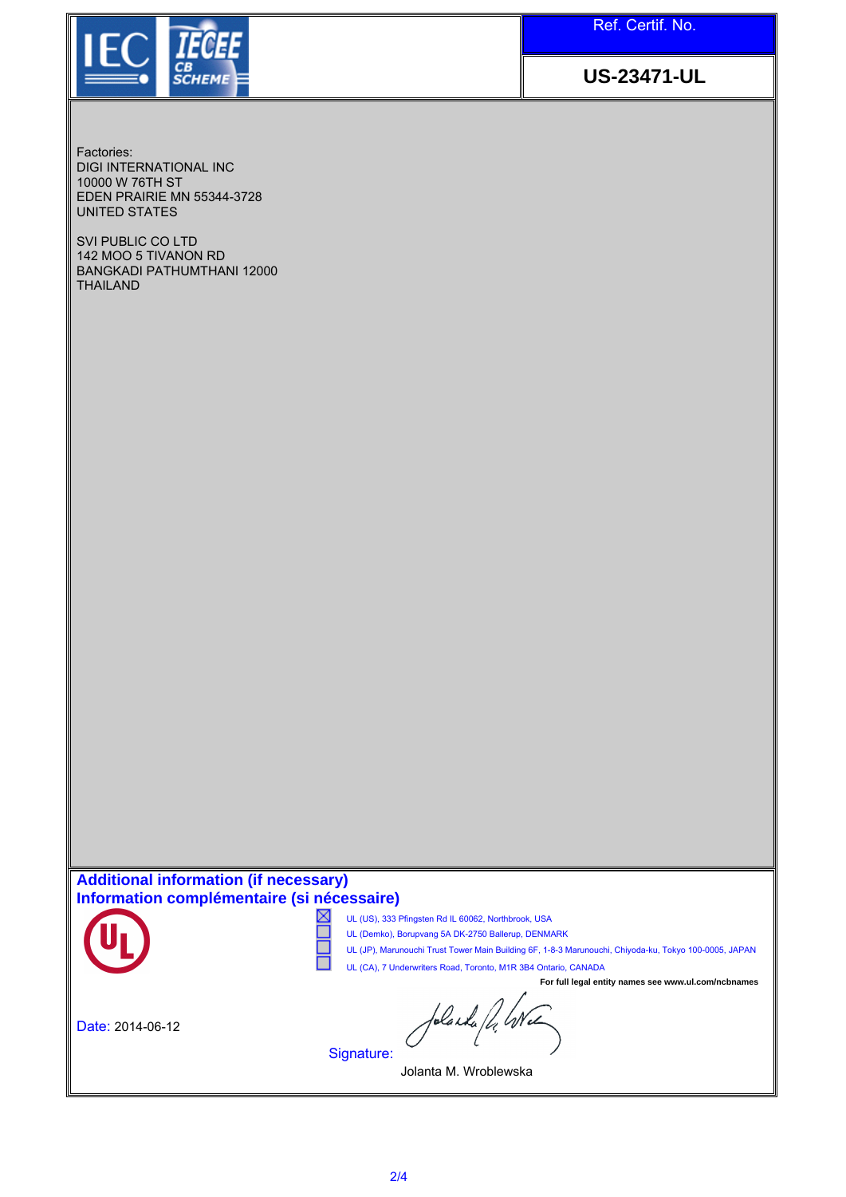IEC IECEE CB SCHEME

Ref. Certif. No.

**US-23471-UL**

Factories:
DIGI INTERNATIONAL INC
10000 W 76TH ST
EDEN PRAIRIE MN 55344-3728
UNITED STATES

SVI PUBLIC CO LTD
142 MOO 5 TIVANON RD
BANGKADI PATHUMTHANI 12000
THAILAND

**Additional information (if necessary)**
**Information complémentaire (si nécessaire)**

- [x] UL (US), 333 Pfingsten Rd IL 60062, Northbrook, USA
- [ ] UL (Demko), Borupvang 5A DK-2750 Ballerup, DENMARK
- [ ] UL (JP), Marunouchi Trust Tower Main Building 6F, 1-8-3 Marunouchi, Chiyoda-ku, Tokyo 100-0005, JAPAN
- [ ] UL (CA), 7 Underwriters Road, Toronto, M1R 3B4 Ontario, CANADA

**For full legal entity names see www.ul.com/ncbnames**

Date: 2014-06-12

Signature:

Jolanta M. Wroblewska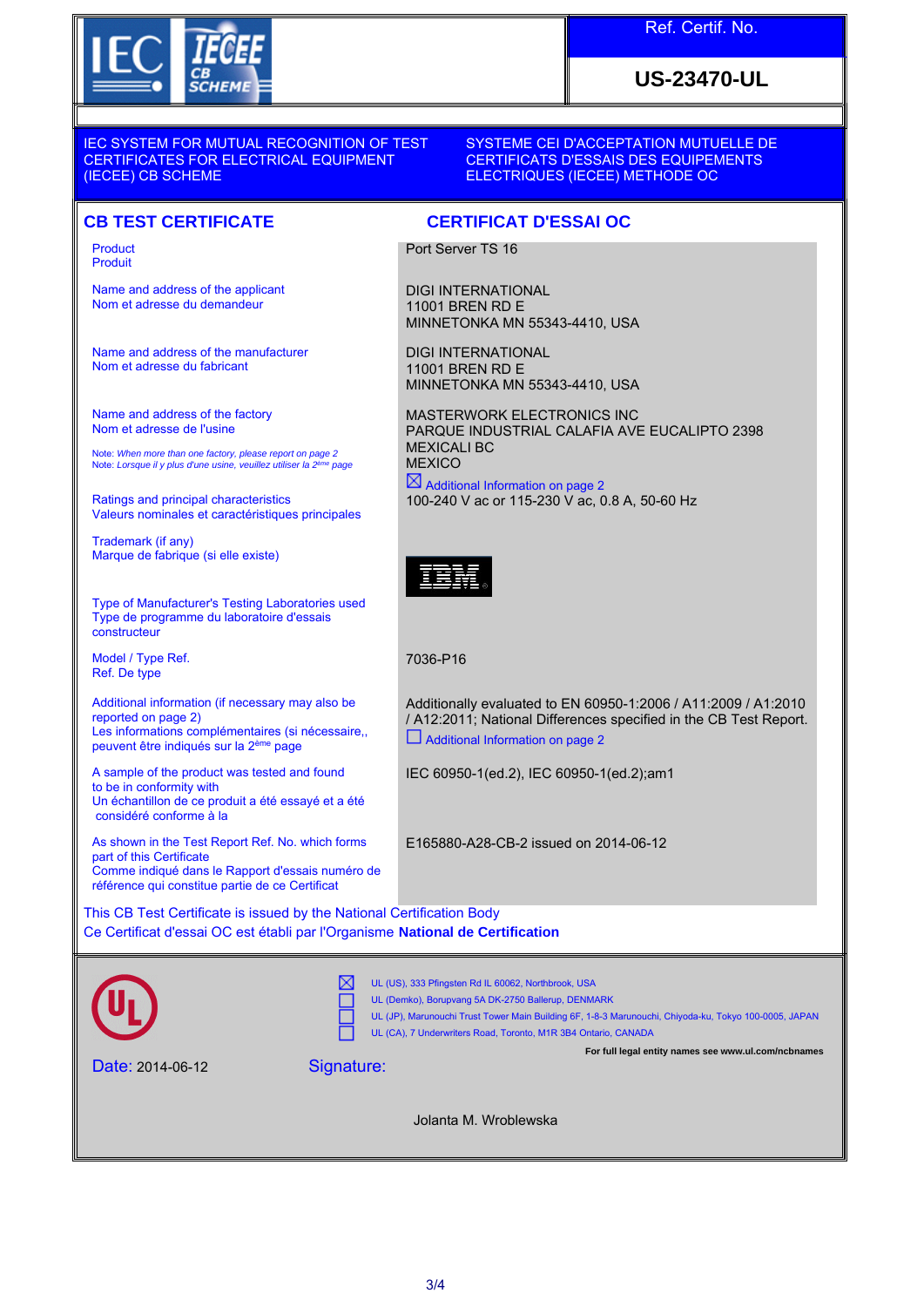IEC IECEE CB SCHEME

**Ref. Certif. No.**

**US-23470-UL**

IEC SYSTEM FOR MUTUAL RECOGNITION OF TEST CERTIFICATES FOR ELECTRICAL EQUIPMENT (IECEE) CB SCHEME

SYSTEME CEI D'ACCEPTATION MUTUELLE DE CERTIFICATS D'ESSAIS DES EQUIPEMENTS ELECTRIQUES (IECEE) METHODE OC

## CB TEST CERTIFICATE

## CERTIFICAT D'ESSAI OC

| | |
|---|---|
| Product<br>Produit | Port Server TS 16 |
| Name and address of the applicant<br>Nom et adresse du demandeur | DIGI INTERNATIONAL<br>11001 BREN RD E<br>MINNETONKA MN 55343-4410, USA |
| Name and address of the manufacturer<br>Nom et adresse du fabricant | DIGI INTERNATIONAL<br>11001 BREN RD E<br>MINNETONKA MN 55343-4410, USA |
| Name and address of the factory<br>Nom et adresse de l'usine<br>Note: *When more than one factory, please report on page 2*<br>Note: *Lorsque il y plus d'une usine, veuillez utiliser la 2ème page* | MASTERWORK ELECTRONICS INC<br>PARQUE INDUSTRIAL CALAFIA AVE EUCALIPTO 2398<br>MEXICALI BC<br>MEXICO<br>☒ Additional Information on page 2 |
| Ratings and principal characteristics<br>Valeurs nominales et caractéristiques principales | 100-240 V ac or 115-230 V ac, 0.8 A, 50-60 Hz |
| Trademark (if any)<br>Marque de fabrique (si elle existe) | IBM |
| Type of Manufacturer's Testing Laboratories used<br>Type de programme du laboratoire d'essais constructeur | |
| Model / Type Ref.<br>Ref. De type | 7036-P16 |
| Additional information (if necessary may also be reported on page 2)<br>Les informations complémentaires (si nécessaire,, peuvent être indiqués sur la 2ème page | Additionally evaluated to EN 60950-1:2006 / A11:2009 / A1:2010 / A12:2011; National Differences specified in the CB Test Report.<br>☐ Additional Information on page 2 |
| A sample of the product was tested and found to be in conformity with<br>Un échantillon de ce produit a été essayé et a été considéré conforme à la | IEC 60950-1(ed.2), IEC 60950-1(ed.2);am1 |
| As shown in the Test Report Ref. No. which forms part of this Certificate<br>Comme indiqué dans le Rapport d'essais numéro de référence qui constitue partie de ce Certificat | E165880-A28-CB-2 issued on 2014-06-12 |

This CB Test Certificate is issued by the National Certification Body
Ce Certificat d'essai OC est établi par l'Organisme **National de Certification**

- ☒ UL (US), 333 Pfingsten Rd IL 60062, Northbrook, USA
- ☐ UL (Demko), Borupvang 5A DK-2750 Ballerup, DENMARK
- ☐ UL (JP), Marunouchi Trust Tower Main Building 6F, 1-8-3 Marunouchi, Chiyoda-ku, Tokyo 100-0005, JAPAN
- ☐ UL (CA), 7 Underwriters Road, Toronto, M1R 3B4 Ontario, CANADA

**For full legal entity names see www.ul.com/ncbnames**

Date: 2014-06-12

Signature:

Jolanta M. Wroblewska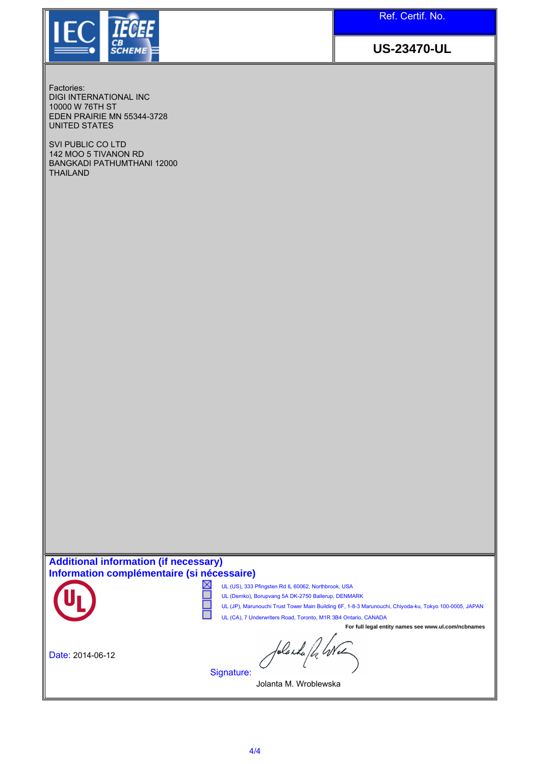Ref. Certif. No.

**US-23470-UL**

Factories:
DIGI INTERNATIONAL INC
10000 W 76TH ST
EDEN PRAIRIE MN 55344-3728
UNITED STATES

SVI PUBLIC CO LTD
142 MOO 5 TIVANON RD
BANGKADI PATHUMTHANI 12000
THAILAND

**Additional information (if necessary)**
**Information complémentaire (si nécessaire)**

- [x] UL (US), 333 Pfingsten Rd IL 60062, Northbrook, USA
- [ ] UL (Demko), Borupvang 5A DK-2750 Ballerup, DENMARK
- [ ] UL (JP), Marunouchi Trust Tower Main Building 6F, 1-8-3 Marunouchi, Chiyoda-ku, Tokyo 100-0005, JAPAN
- [ ] UL (CA), 7 Underwriters Road, Toronto, M1R 3B4 Ontario, CANADA

**For full legal entity names see www.ul.com/ncbnames**

Date: 2014-06-12

Signature:

Jolanta M. Wroblewska